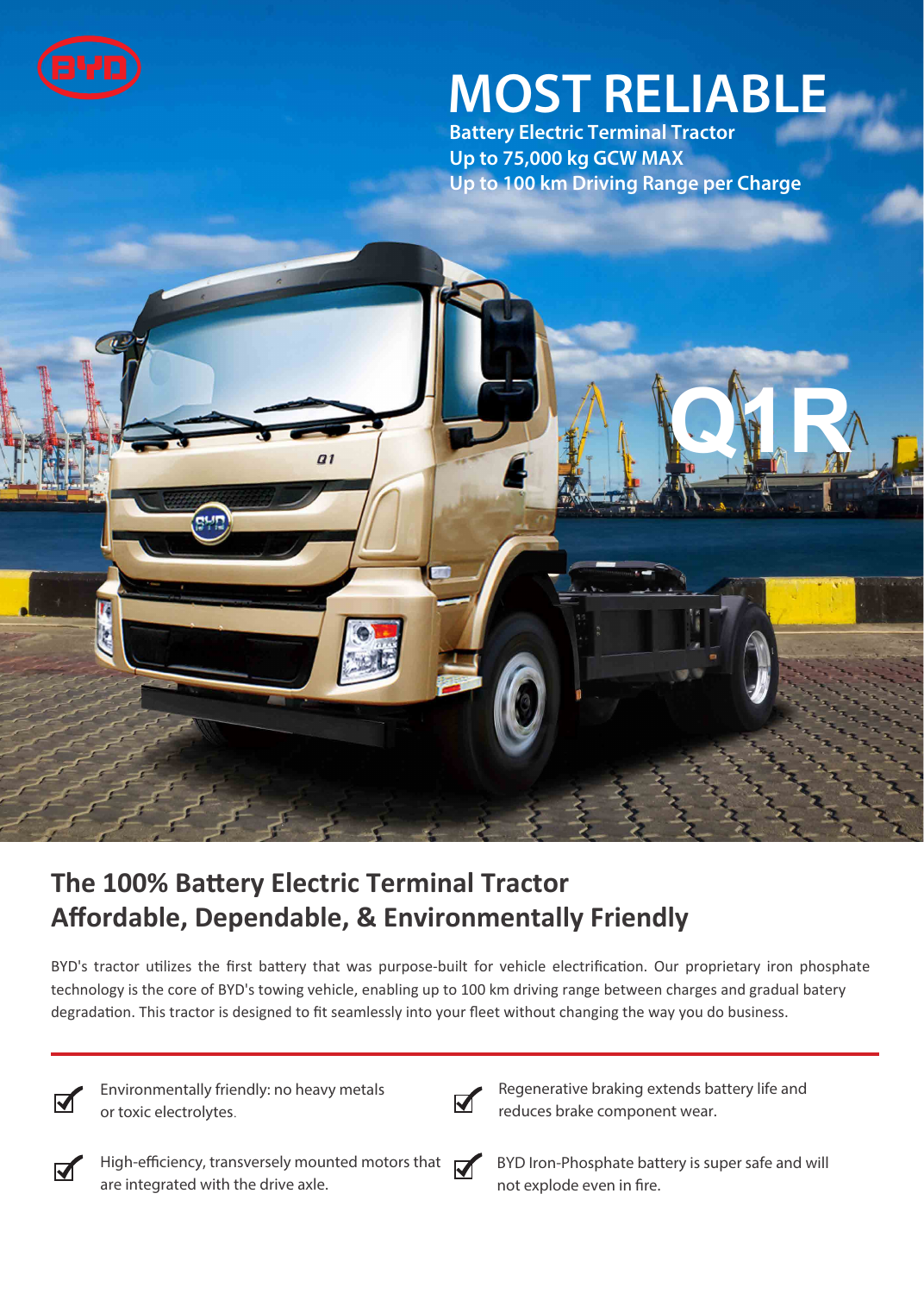# MOST RELIABLE

**Battery Electric Terminal Tractor**
**Up to 75,000 kg GCW MAX**
**Up to 100 km Driving Range per Charge**

**Q1R**

## The 100% Battery Electric Terminal Tractor
## Affordable, Dependable, & Environmentally Friendly

BYD's tractor utilizes the first battery that was purpose-built for vehicle electrification. Our proprietary iron phosphate technology is the core of BYD's towing vehicle, enabling up to 100 km driving range between charges and gradual batery degradation. This tractor is designed to fit seamlessly into your fleet without changing the way you do business.

- Environmentally friendly: no heavy metals or toxic electrolytes.
- Regenerative braking extends battery life and reduces brake component wear.
- High-efficiency, transversely mounted motors that are integrated with the drive axle.
- BYD Iron-Phosphate battery is super safe and will not explode even in fire.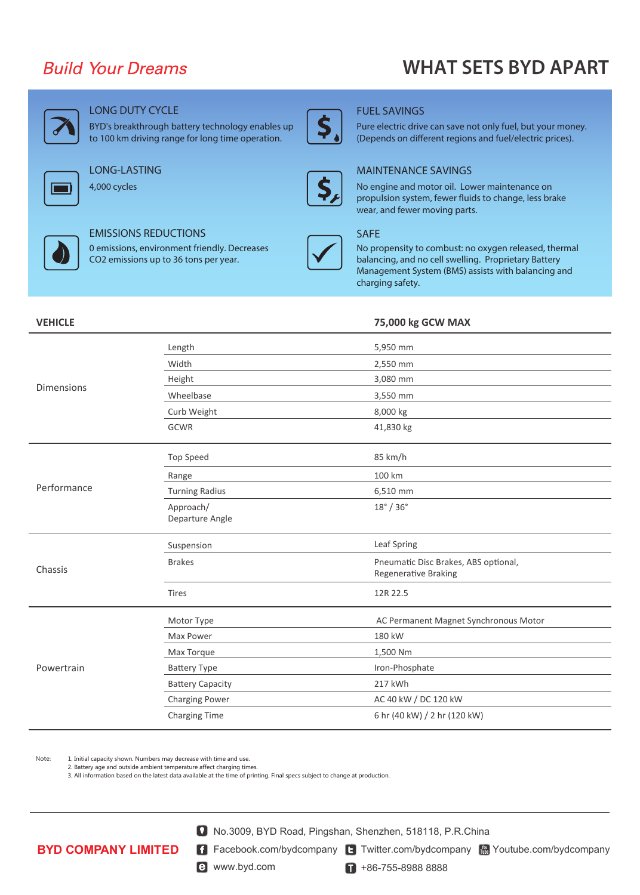*Build Your Dreams*

# WHAT SETS BYD APART

### LONG DUTY CYCLE

BYD's breakthrough battery technology enables up to 100 km driving range for long time operation.

### FUEL SAVINGS

Pure electric drive can save not only fuel, but your money. (Depends on different regions and fuel/electric prices).

### LONG-LASTING

4,000 cycles

### MAINTENANCE SAVINGS

No engine and motor oil. Lower maintenance on propulsion system, fewer fluids to change, less brake wear, and fewer moving parts.

### EMISSIONS REDUCTIONS

0 emissions, environment friendly. Decreases $CO_2$ emissions up to 36 tons per year.

### SAFE

No propensity to combust: no oxygen released, thermal balancing, and no cell swelling. Proprietary Battery Management System (BMS) assists with balancing and charging safety.

| **VEHICLE** | | **75,000 kg GCW MAX** |
|---|---|---|
| Dimensions | Length | 5,950 mm |
| | Width | 2,550 mm |
| | Height | 3,080 mm |
| | Wheelbase | 3,550 mm |
| | Curb Weight | 8,000 kg |
| | GCWR | 41,830 kg |
| Performance | Top Speed | 85 km/h |
| | Range | 100 km |
| | Turning Radius | 6,510 mm |
| | Approach/ Departure Angle | 18° / 36° |
| Chassis | Suspension | Leaf Spring |
| | Brakes | Pneumatic Disc Brakes, ABS optional, Regenerative Braking |
| | Tires | 12R 22.5 |
| Powertrain | Motor Type | AC Permanent Magnet Synchronous Motor |
| | Max Power | 180 kW |
| | Max Torque | 1,500 Nm |
| | Battery Type | Iron-Phosphate |
| | Battery Capacity | 217 kWh |
| | Charging Power | AC 40 kW / DC 120 kW |
| | Charging Time | 6 hr (40 kW) / 2 hr (120 kW) |

Note:
1. Initial capacity shown. Numbers may decrease with time and use.
2. Battery age and outside ambient temperature affect charging times.
3. All information based on the latest data available at the time of printing. Final specs subject to change at production.

**BYD COMPANY LIMITED**

No.3009, BYD Road, Pingshan, Shenzhen, 518118, P.R.China

Facebook.com/bydcompany Twitter.com/bydcompany Youtube.com/bydcompany

www.byd.com +86-755-8988 8888